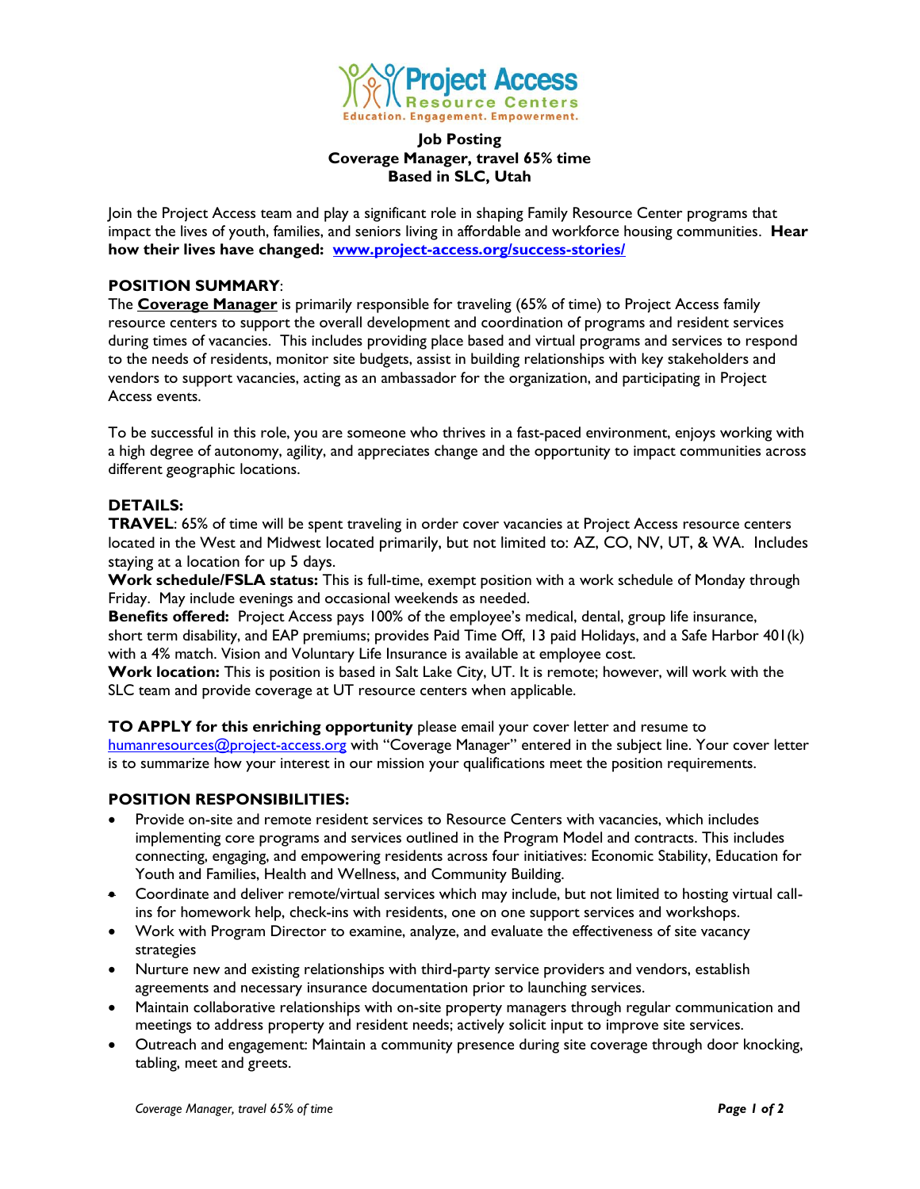Project Access
Resource Centers
Education. Engagement. Empowerment.

**Job Posting**
**Coverage Manager, travel 65% time**
**Based in SLC, Utah**

Join the Project Access team and play a significant role in shaping Family Resource Center programs that impact the lives of youth, families, and seniors living in affordable and workforce housing communities. **Hear how their lives have changed: [www.project-access.org/success-stories/](www.project-access.org/success-stories/)**

## POSITION SUMMARY:

The **Coverage Manager** is primarily responsible for traveling (65% of time) to Project Access family resource centers to support the overall development and coordination of programs and resident services during times of vacancies. This includes providing place based and virtual programs and services to respond to the needs of residents, monitor site budgets, assist in building relationships with key stakeholders and vendors to support vacancies, acting as an ambassador for the organization, and participating in Project Access events.

To be successful in this role, you are someone who thrives in a fast-paced environment, enjoys working with a high degree of autonomy, agility, and appreciates change and the opportunity to impact communities across different geographic locations.

## DETAILS:

**TRAVEL**: 65% of time will be spent traveling in order cover vacancies at Project Access resource centers located in the West and Midwest located primarily, but not limited to: AZ, CO, NV, UT, & WA. Includes staying at a location for up 5 days.

**Work schedule/FSLA status:** This is full-time, exempt position with a work schedule of Monday through Friday. May include evenings and occasional weekends as needed.

**Benefits offered:** Project Access pays 100% of the employee's medical, dental, group life insurance, short term disability, and EAP premiums; provides Paid Time Off, 13 paid Holidays, and a Safe Harbor 401(k) with a 4% match. Vision and Voluntary Life Insurance is available at employee cost.

**Work location:** This is position is based in Salt Lake City, UT. It is remote; however, will work with the SLC team and provide coverage at UT resource centers when applicable.

**TO APPLY for this enriching opportunity** please email your cover letter and resume to [humanresources@project-access.org](mailto:humanresources@project-access.org) with "Coverage Manager" entered in the subject line. Your cover letter is to summarize how your interest in our mission your qualifications meet the position requirements.

## POSITION RESPONSIBILITIES:

- Provide on-site and remote resident services to Resource Centers with vacancies, which includes implementing core programs and services outlined in the Program Model and contracts. This includes connecting, engaging, and empowering residents across four initiatives: Economic Stability, Education for Youth and Families, Health and Wellness, and Community Building.
- Coordinate and deliver remote/virtual services which may include, but not limited to hosting virtual call-ins for homework help, check-ins with residents, one on one support services and workshops.
- Work with Program Director to examine, analyze, and evaluate the effectiveness of site vacancy strategies
- Nurture new and existing relationships with third-party service providers and vendors, establish agreements and necessary insurance documentation prior to launching services.
- Maintain collaborative relationships with on-site property managers through regular communication and meetings to address property and resident needs; actively solicit input to improve site services.
- Outreach and engagement: Maintain a community presence during site coverage through door knocking, tabling, meet and greets.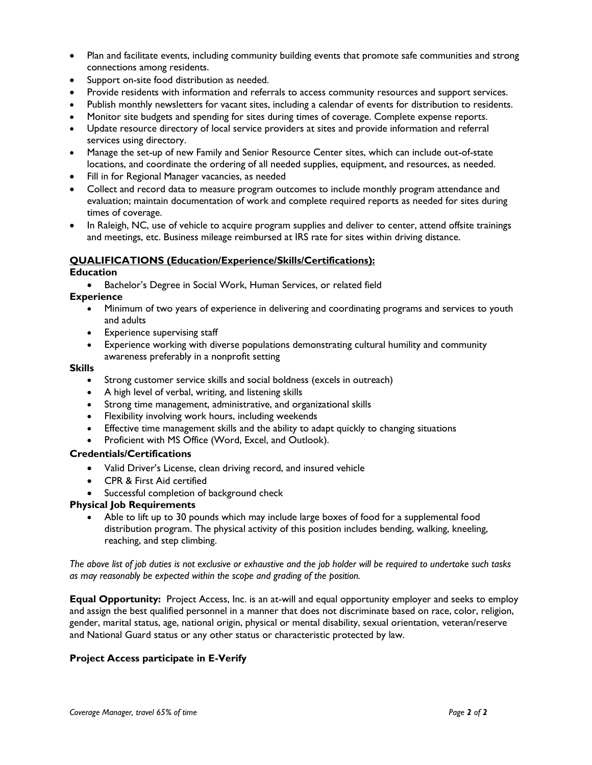- Plan and facilitate events, including community building events that promote safe communities and strong connections among residents.
- Support on-site food distribution as needed.
- Provide residents with information and referrals to access community resources and support services.
- Publish monthly newsletters for vacant sites, including a calendar of events for distribution to residents.
- Monitor site budgets and spending for sites during times of coverage. Complete expense reports.
- Update resource directory of local service providers at sites and provide information and referral services using directory.
- Manage the set-up of new Family and Senior Resource Center sites, which can include out-of-state locations, and coordinate the ordering of all needed supplies, equipment, and resources, as needed.
- Fill in for Regional Manager vacancies, as needed
- Collect and record data to measure program outcomes to include monthly program attendance and evaluation; maintain documentation of work and complete required reports as needed for sites during times of coverage.
- In Raleigh, NC, use of vehicle to acquire program supplies and deliver to center, attend offsite trainings and meetings, etc. Business mileage reimbursed at IRS rate for sites within driving distance.

## QUALIFICATIONS (Education/Experience/Skills/Certifications):

**Education**

- Bachelor's Degree in Social Work, Human Services, or related field

**Experience**

- Minimum of two years of experience in delivering and coordinating programs and services to youth and adults
- Experience supervising staff
- Experience working with diverse populations demonstrating cultural humility and community awareness preferably in a nonprofit setting

**Skills**

- Strong customer service skills and social boldness (excels in outreach)
- A high level of verbal, writing, and listening skills
- Strong time management, administrative, and organizational skills
- Flexibility involving work hours, including weekends
- Effective time management skills and the ability to adapt quickly to changing situations
- Proficient with MS Office (Word, Excel, and Outlook).

**Credentials/Certifications**

- Valid Driver's License, clean driving record, and insured vehicle
- CPR & First Aid certified
- Successful completion of background check

**Physical Job Requirements**

- Able to lift up to 30 pounds which may include large boxes of food for a supplemental food distribution program. The physical activity of this position includes bending, walking, kneeling, reaching, and step climbing.

*The above list of job duties is not exclusive or exhaustive and the job holder will be required to undertake such tasks as may reasonably be expected within the scope and grading of the position.*

**Equal Opportunity:** Project Access, Inc. is an at-will and equal opportunity employer and seeks to employ and assign the best qualified personnel in a manner that does not discriminate based on race, color, religion, gender, marital status, age, national origin, physical or mental disability, sexual orientation, veteran/reserve and National Guard status or any other status or characteristic protected by law.

**Project Access participate in E-Verify**